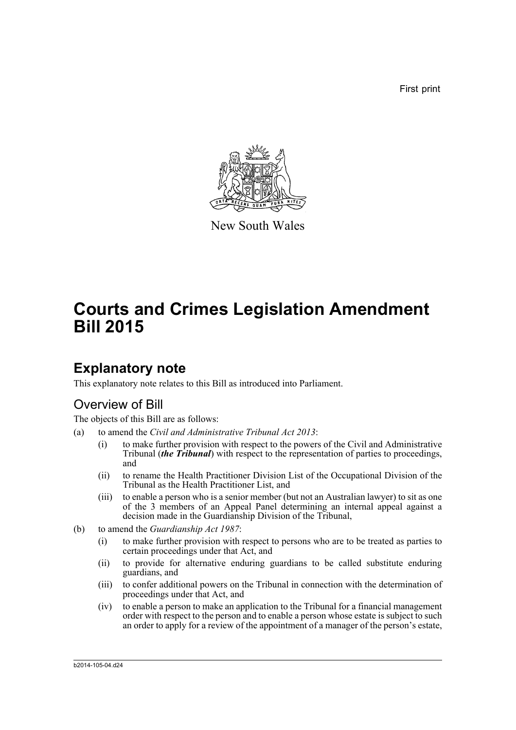First print

New South Wales

# Courts and Crimes Legislation Amendment Bill 2015

## Explanatory note

This explanatory note relates to this Bill as introduced into Parliament.

### Overview of Bill

The objects of this Bill are as follows:

(a) to amend the *Civil and Administrative Tribunal Act 2013*:

- (i) to make further provision with respect to the powers of the Civil and Administrative Tribunal (***the Tribunal***) with respect to the representation of parties to proceedings, and
- (ii) to rename the Health Practitioner Division List of the Occupational Division of the Tribunal as the Health Practitioner List, and
- (iii) to enable a person who is a senior member (but not an Australian lawyer) to sit as one of the 3 members of an Appeal Panel determining an internal appeal against a decision made in the Guardianship Division of the Tribunal,

(b) to amend the *Guardianship Act 1987*:

- (i) to make further provision with respect to persons who are to be treated as parties to certain proceedings under that Act, and
- (ii) to provide for alternative enduring guardians to be called substitute enduring guardians, and
- (iii) to confer additional powers on the Tribunal in connection with the determination of proceedings under that Act, and
- (iv) to enable a person to make an application to the Tribunal for a financial management order with respect to the person and to enable a person whose estate is subject to such an order to apply for a review of the appointment of a manager of the person's estate,

b2014-105-04.d24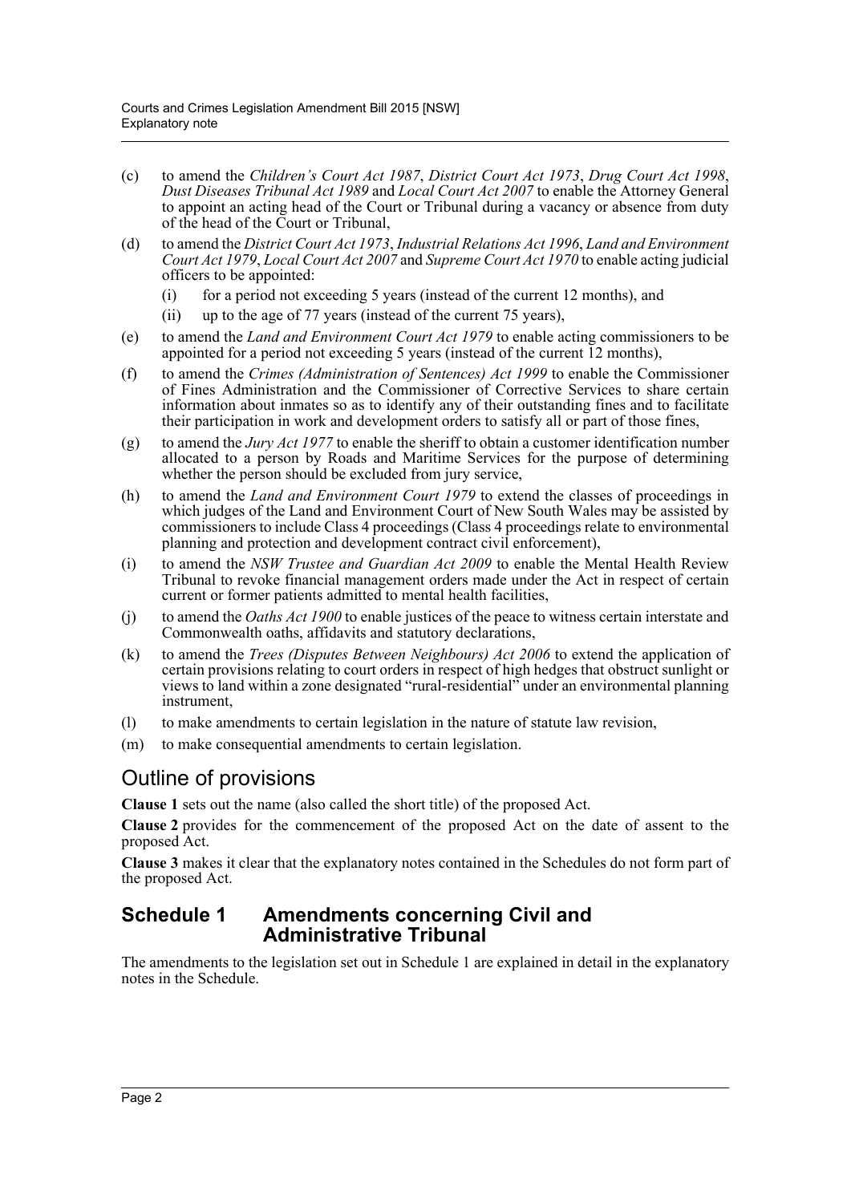(c) to amend the *Children's Court Act 1987*, *District Court Act 1973*, *Drug Court Act 1998*, *Dust Diseases Tribunal Act 1989* and *Local Court Act 2007* to enable the Attorney General to appoint an acting head of the Court or Tribunal during a vacancy or absence from duty of the head of the Court or Tribunal,

(d) to amend the *District Court Act 1973*, *Industrial Relations Act 1996*, *Land and Environment Court Act 1979*, *Local Court Act 2007* and *Supreme Court Act 1970* to enable acting judicial officers to be appointed:

  (i) for a period not exceeding 5 years (instead of the current 12 months), and

  (ii) up to the age of 77 years (instead of the current 75 years),

(e) to amend the *Land and Environment Court Act 1979* to enable acting commissioners to be appointed for a period not exceeding 5 years (instead of the current 12 months),

(f) to amend the *Crimes (Administration of Sentences) Act 1999* to enable the Commissioner of Fines Administration and the Commissioner of Corrective Services to share certain information about inmates so as to identify any of their outstanding fines and to facilitate their participation in work and development orders to satisfy all or part of those fines,

(g) to amend the *Jury Act 1977* to enable the sheriff to obtain a customer identification number allocated to a person by Roads and Maritime Services for the purpose of determining whether the person should be excluded from jury service,

(h) to amend the *Land and Environment Court 1979* to extend the classes of proceedings in which judges of the Land and Environment Court of New South Wales may be assisted by commissioners to include Class 4 proceedings (Class 4 proceedings relate to environmental planning and protection and development contract civil enforcement),

(i) to amend the *NSW Trustee and Guardian Act 2009* to enable the Mental Health Review Tribunal to revoke financial management orders made under the Act in respect of certain current or former patients admitted to mental health facilities,

(j) to amend the *Oaths Act 1900* to enable justices of the peace to witness certain interstate and Commonwealth oaths, affidavits and statutory declarations,

(k) to amend the *Trees (Disputes Between Neighbours) Act 2006* to extend the application of certain provisions relating to court orders in respect of high hedges that obstruct sunlight or views to land within a zone designated "rural-residential" under an environmental planning instrument,

(l) to make amendments to certain legislation in the nature of statute law revision,

(m) to make consequential amendments to certain legislation.

## Outline of provisions

**Clause 1** sets out the name (also called the short title) of the proposed Act.

**Clause 2** provides for the commencement of the proposed Act on the date of assent to the proposed Act.

**Clause 3** makes it clear that the explanatory notes contained in the Schedules do not form part of the proposed Act.

### Schedule 1 Amendments concerning Civil and Administrative Tribunal

The amendments to the legislation set out in Schedule 1 are explained in detail in the explanatory notes in the Schedule.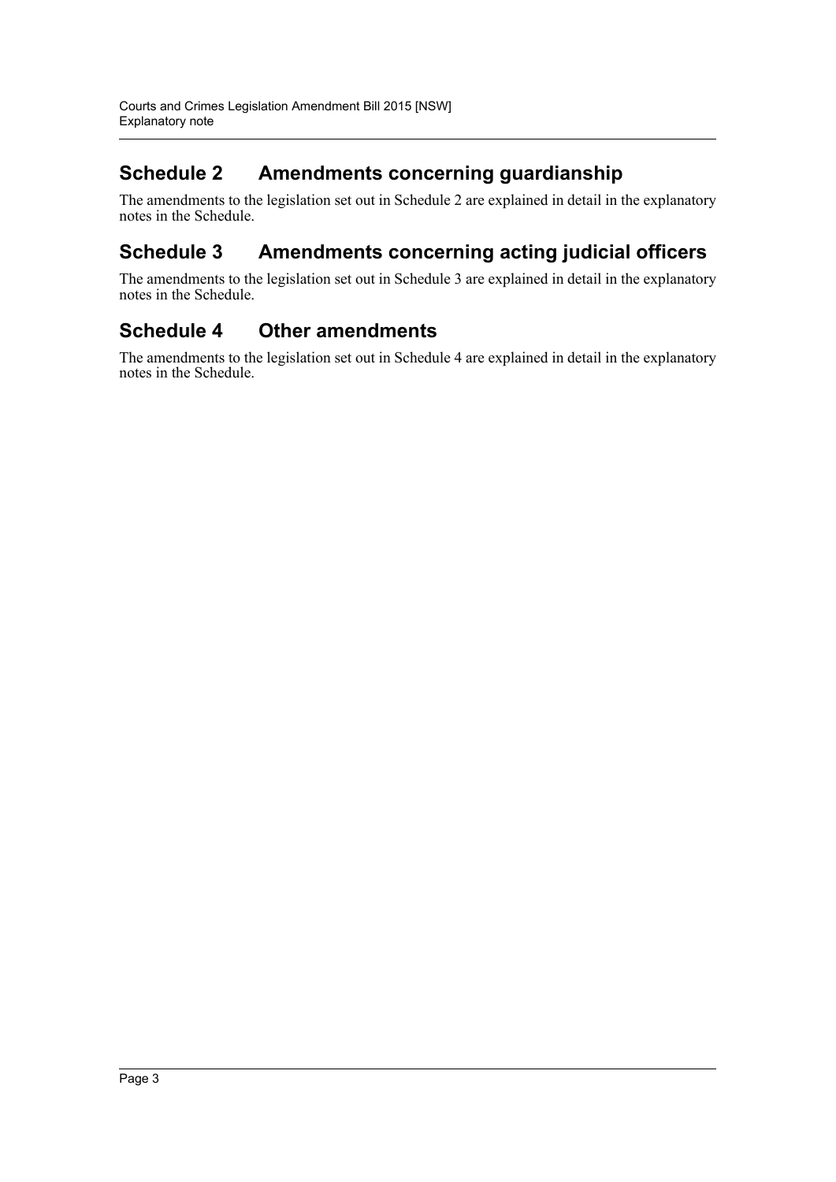## Schedule 2 Amendments concerning guardianship

The amendments to the legislation set out in Schedule 2 are explained in detail in the explanatory notes in the Schedule.

## Schedule 3 Amendments concerning acting judicial officers

The amendments to the legislation set out in Schedule 3 are explained in detail in the explanatory notes in the Schedule.

## Schedule 4 Other amendments

The amendments to the legislation set out in Schedule 4 are explained in detail in the explanatory notes in the Schedule.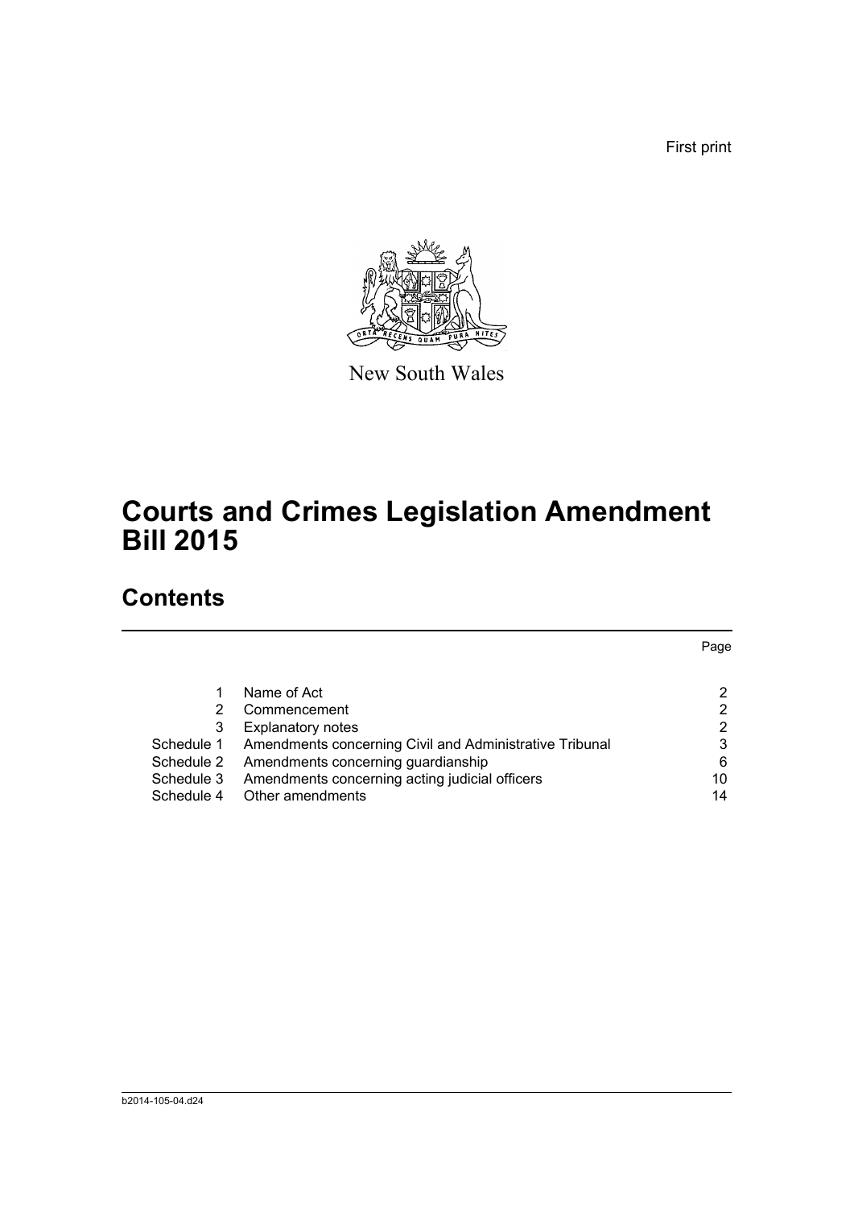First print

New South Wales

# Courts and Crimes Legislation Amendment Bill 2015

## Contents

| | | Page |
|---|---|---|
| 1 | Name of Act | 2 |
| 2 | Commencement | 2 |
| 3 | Explanatory notes | 2 |
| Schedule 1 | Amendments concerning Civil and Administrative Tribunal | 3 |
| Schedule 2 | Amendments concerning guardianship | 6 |
| Schedule 3 | Amendments concerning acting judicial officers | 10 |
| Schedule 4 | Other amendments | 14 |

b2014-105-04.d24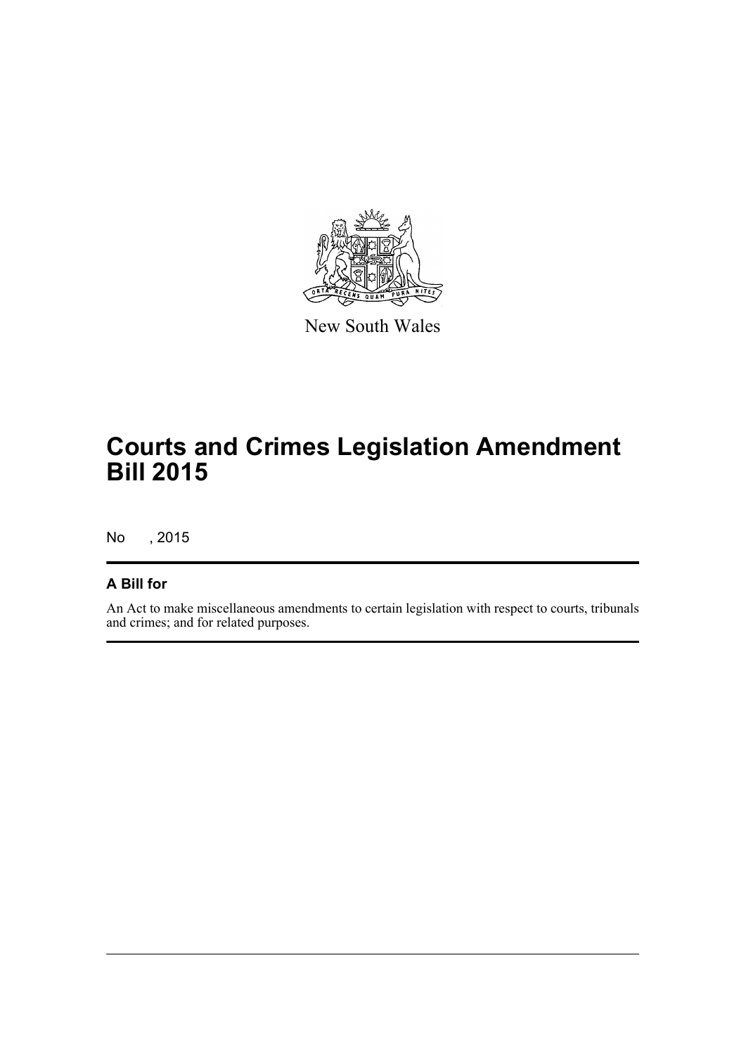New South Wales

# Courts and Crimes Legislation Amendment Bill 2015

No , 2015

## A Bill for

An Act to make miscellaneous amendments to certain legislation with respect to courts, tribunals and crimes; and for related purposes.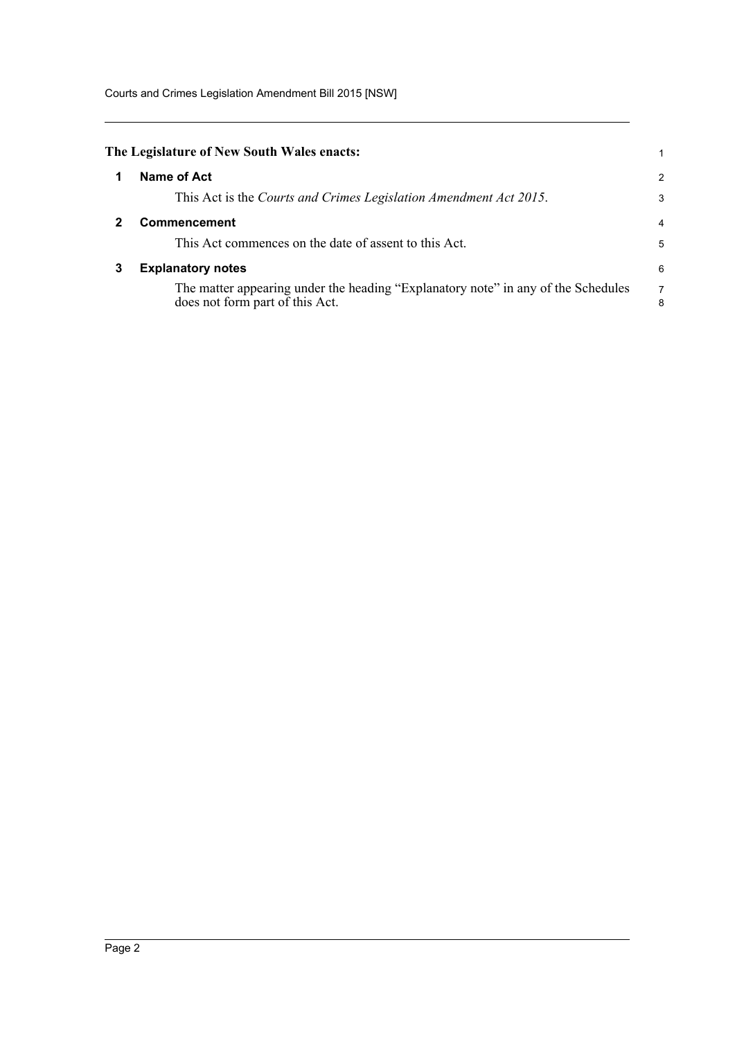**The Legislature of New South Wales enacts:**

### 1 Name of Act

This Act is the *Courts and Crimes Legislation Amendment Act 2015*.

### 2 Commencement

This Act commences on the date of assent to this Act.

### 3 Explanatory notes

The matter appearing under the heading "Explanatory note" in any of the Schedules does not form part of this Act.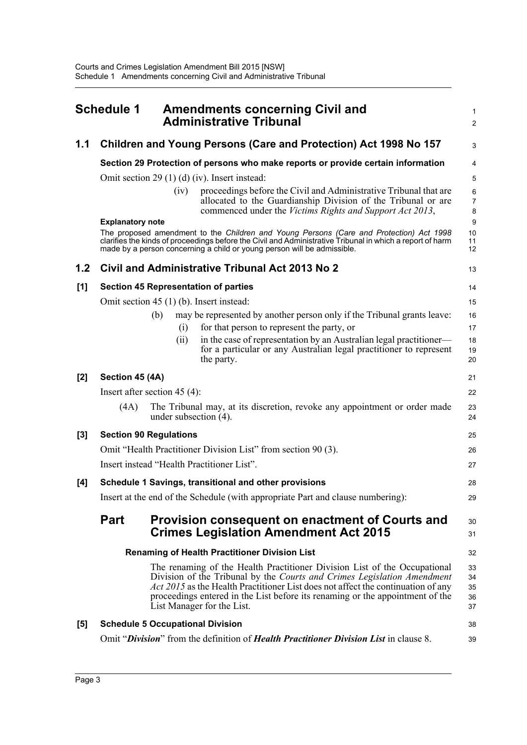# Schedule 1 Amendments concerning Civil and Administrative Tribunal

## 1.1 Children and Young Persons (Care and Protection) Act 1998 No 157

### Section 29 Protection of persons who make reports or provide certain information

Omit section 29 (1) (d) (iv). Insert instead:

> (iv) proceedings before the Civil and Administrative Tribunal that are allocated to the Guardianship Division of the Tribunal or are commenced under the *Victims Rights and Support Act 2013*,

**Explanatory note**

The proposed amendment to the *Children and Young Persons (Care and Protection) Act 1998* clarifies the kinds of proceedings before the Civil and Administrative Tribunal in which a report of harm made by a person concerning a child or young person will be admissible.

## 1.2 Civil and Administrative Tribunal Act 2013 No 2

### [1] Section 45 Representation of parties

Omit section 45 (1) (b). Insert instead:

> (b) may be represented by another person only if the Tribunal grants leave:
>
> (i) for that person to represent the party, or
>
> (ii) in the case of representation by an Australian legal practitioner—for a particular or any Australian legal practitioner to represent the party.

### [2] Section 45 (4A)

Insert after section 45 (4):

> (4A) The Tribunal may, at its discretion, revoke any appointment or order made under subsection (4).

### [3] Section 90 Regulations

Omit "Health Practitioner Division List" from section 90 (3).

Insert instead "Health Practitioner List".

### [4] Schedule 1 Savings, transitional and other provisions

Insert at the end of the Schedule (with appropriate Part and clause numbering):

## Part Provision consequent on enactment of Courts and Crimes Legislation Amendment Act 2015

**Renaming of Health Practitioner Division List**

The renaming of the Health Practitioner Division List of the Occupational Division of the Tribunal by the *Courts and Crimes Legislation Amendment Act 2015* as the Health Practitioner List does not affect the continuation of any proceedings entered in the List before its renaming or the appointment of the List Manager for the List.

### [5] Schedule 5 Occupational Division

Omit "***Division***" from the definition of ***Health Practitioner Division List*** in clause 8.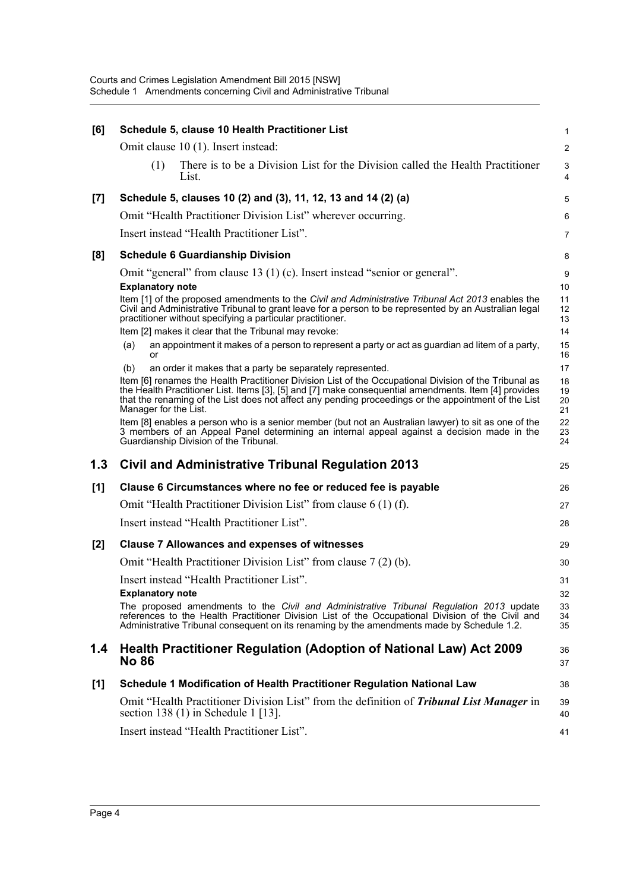**[6] Schedule 5, clause 10 Health Practitioner List**

Omit clause 10 (1). Insert instead:

> (1) There is to be a Division List for the Division called the Health Practitioner List.

**[7] Schedule 5, clauses 10 (2) and (3), 11, 12, 13 and 14 (2) (a)**

Omit "Health Practitioner Division List" wherever occurring.

Insert instead "Health Practitioner List".

**[8] Schedule 6 Guardianship Division**

Omit "general" from clause 13 (1) (c). Insert instead "senior or general".

**Explanatory note**

Item [1] of the proposed amendments to the *Civil and Administrative Tribunal Act 2013* enables the Civil and Administrative Tribunal to grant leave for a person to be represented by an Australian legal practitioner without specifying a particular practitioner.

Item [2] makes it clear that the Tribunal may revoke:

(a) an appointment it makes of a person to represent a party or act as guardian ad litem of a party, or

(b) an order it makes that a party be separately represented.

Item [6] renames the Health Practitioner Division List of the Occupational Division of the Tribunal as the Health Practitioner List. Items [3], [5] and [7] make consequential amendments. Item [4] provides that the renaming of the List does not affect any pending proceedings or the appointment of the List Manager for the List.

Item [8] enables a person who is a senior member (but not an Australian lawyer) to sit as one of the 3 members of an Appeal Panel determining an internal appeal against a decision made in the Guardianship Division of the Tribunal.

## 1.3 Civil and Administrative Tribunal Regulation 2013

**[1] Clause 6 Circumstances where no fee or reduced fee is payable**

Omit "Health Practitioner Division List" from clause 6 (1) (f).

Insert instead "Health Practitioner List".

**[2] Clause 7 Allowances and expenses of witnesses**

Omit "Health Practitioner Division List" from clause 7 (2) (b).

Insert instead "Health Practitioner List".

**Explanatory note**

The proposed amendments to the *Civil and Administrative Tribunal Regulation 2013* update references to the Health Practitioner Division List of the Occupational Division of the Civil and Administrative Tribunal consequent on its renaming by the amendments made by Schedule 1.2.

## 1.4 Health Practitioner Regulation (Adoption of National Law) Act 2009 No 86

**[1] Schedule 1 Modification of Health Practitioner Regulation National Law**

Omit "Health Practitioner Division List" from the definition of ***Tribunal List Manager*** in section 138 (1) in Schedule 1 [13].

Insert instead "Health Practitioner List".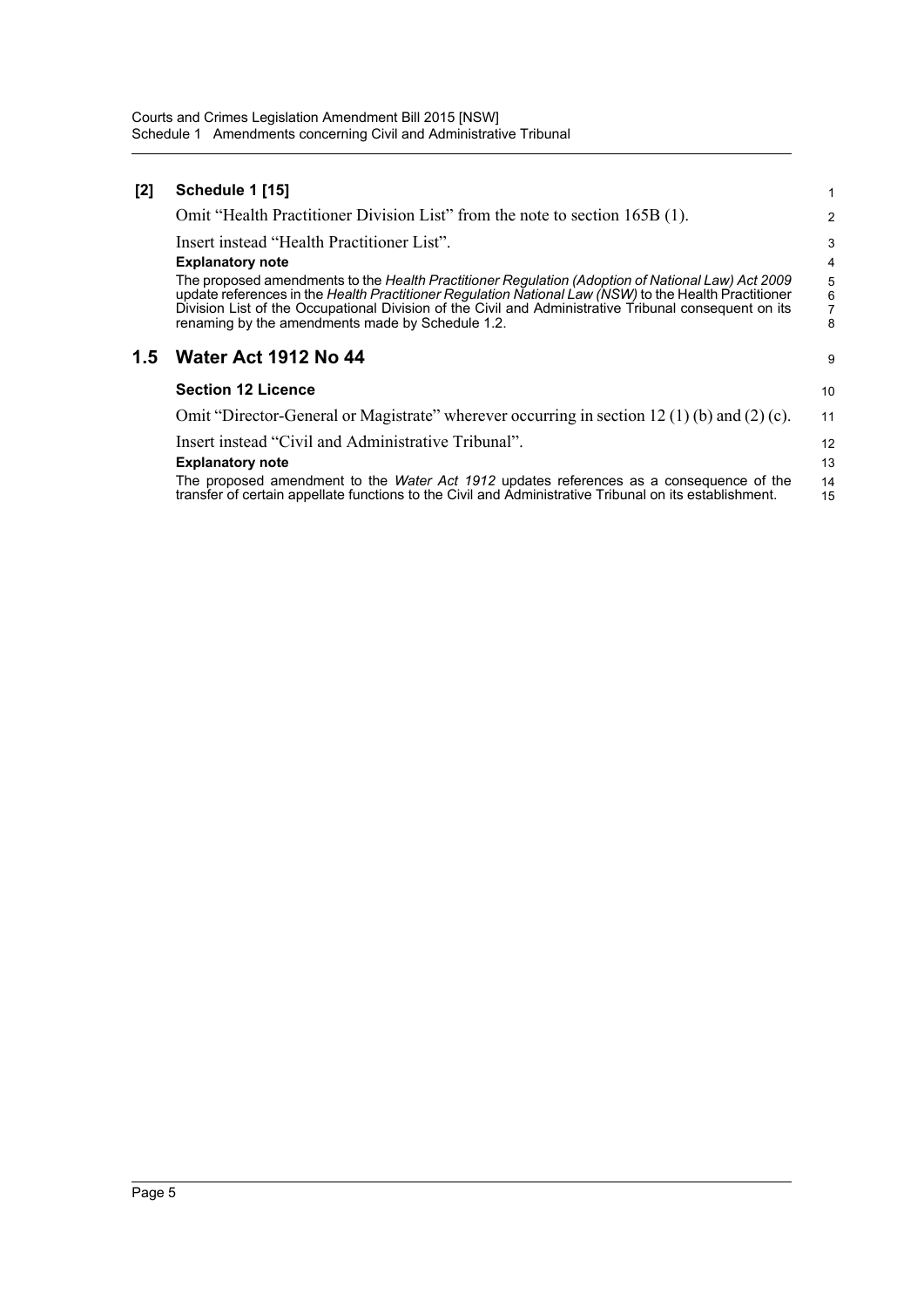**[2] Schedule 1 [15]**

Omit "Health Practitioner Division List" from the note to section 165B (1).

Insert instead "Health Practitioner List".

**Explanatory note**

The proposed amendments to the *Health Practitioner Regulation (Adoption of National Law) Act 2009* update references in the *Health Practitioner Regulation National Law (NSW)* to the Health Practitioner Division List of the Occupational Division of the Civil and Administrative Tribunal consequent on its renaming by the amendments made by Schedule 1.2.

## 1.5 Water Act 1912 No 44

**Section 12 Licence**

Omit "Director-General or Magistrate" wherever occurring in section 12 (1) (b) and (2) (c).

Insert instead "Civil and Administrative Tribunal".

**Explanatory note**

The proposed amendment to the *Water Act 1912* updates references as a consequence of the transfer of certain appellate functions to the Civil and Administrative Tribunal on its establishment.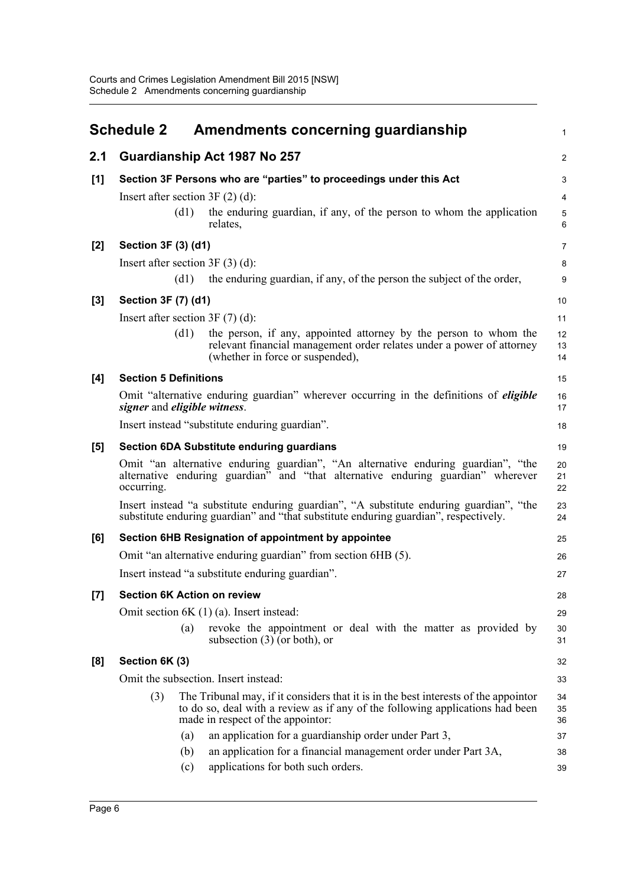## Schedule 2 Amendments concerning guardianship

### 2.1 Guardianship Act 1987 No 257

**[1] Section 3F Persons who are "parties" to proceedings under this Act**

Insert after section 3F (2) (d):

> (d1) the enduring guardian, if any, of the person to whom the application relates,

**[2] Section 3F (3) (d1)**

Insert after section 3F (3) (d):

> (d1) the enduring guardian, if any, of the person the subject of the order,

**[3] Section 3F (7) (d1)**

Insert after section 3F (7) (d):

> (d1) the person, if any, appointed attorney by the person to whom the relevant financial management order relates under a power of attorney (whether in force or suspended),

**[4] Section 5 Definitions**

Omit "alternative enduring guardian" wherever occurring in the definitions of ***eligible signer*** and ***eligible witness***.

Insert instead "substitute enduring guardian".

**[5] Section 6DA Substitute enduring guardians**

Omit "an alternative enduring guardian", "An alternative enduring guardian", "the alternative enduring guardian" and "that alternative enduring guardian" wherever occurring.

Insert instead "a substitute enduring guardian", "A substitute enduring guardian", "the substitute enduring guardian" and "that substitute enduring guardian", respectively.

**[6] Section 6HB Resignation of appointment by appointee**

Omit "an alternative enduring guardian" from section 6HB (5).

Insert instead "a substitute enduring guardian".

**[7] Section 6K Action on review**

Omit section 6K (1) (a). Insert instead:

> (a) revoke the appointment or deal with the matter as provided by subsection (3) (or both), or

**[8] Section 6K (3)**

Omit the subsection. Insert instead:

> (3) The Tribunal may, if it considers that it is in the best interests of the appointor to do so, deal with a review as if any of the following applications had been made in respect of the appointor:
>
> (a) an application for a guardianship order under Part 3,
>
> (b) an application for a financial management order under Part 3A,
>
> (c) applications for both such orders.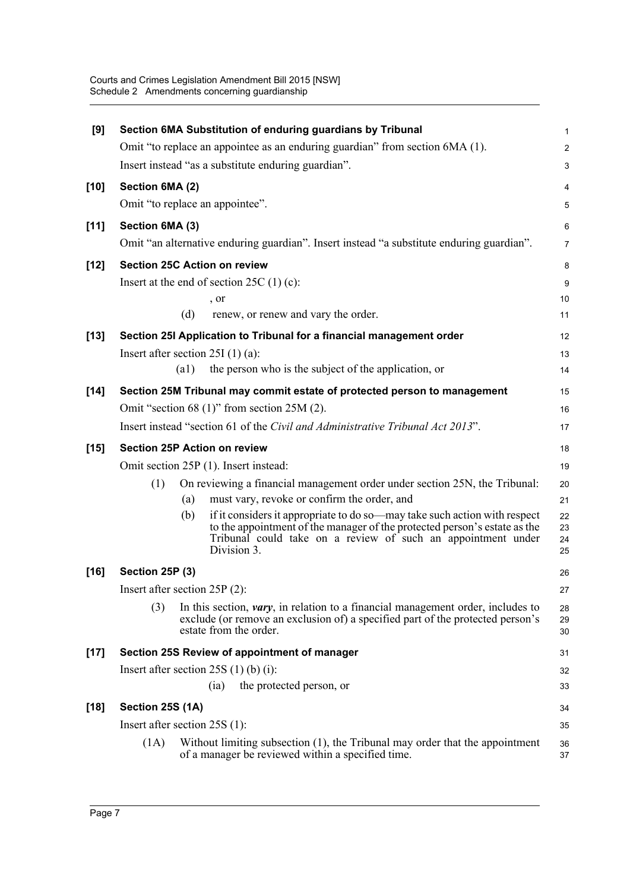**[9] Section 6MA Substitution of enduring guardians by Tribunal**

Omit "to replace an appointee as an enduring guardian" from section 6MA (1).

Insert instead "as a substitute enduring guardian".

**[10] Section 6MA (2)**

Omit "to replace an appointee".

**[11] Section 6MA (3)**

Omit "an alternative enduring guardian". Insert instead "a substitute enduring guardian".

**[12] Section 25C Action on review**

Insert at the end of section 25C (1) (c):

, or

(d) renew, or renew and vary the order.

**[13] Section 25I Application to Tribunal for a financial management order**

Insert after section 25I (1) (a):

(a1) the person who is the subject of the application, or

**[14] Section 25M Tribunal may commit estate of protected person to management**

Omit "section 68 (1)" from section 25M (2).

Insert instead "section 61 of the *Civil and Administrative Tribunal Act 2013*".

**[15] Section 25P Action on review**

Omit section 25P (1). Insert instead:

(1) On reviewing a financial management order under section 25N, the Tribunal:

(a) must vary, revoke or confirm the order, and

(b) if it considers it appropriate to do so—may take such action with respect to the appointment of the manager of the protected person's estate as the Tribunal could take on a review of such an appointment under Division 3.

**[16] Section 25P (3)**

Insert after section 25P (2):

(3) In this section, ***vary***, in relation to a financial management order, includes to exclude (or remove an exclusion of) a specified part of the protected person's estate from the order.

**[17] Section 25S Review of appointment of manager**

Insert after section 25S (1) (b) (i):

(ia) the protected person, or

**[18] Section 25S (1A)**

Insert after section 25S (1):

(1A) Without limiting subsection (1), the Tribunal may order that the appointment of a manager be reviewed within a specified time.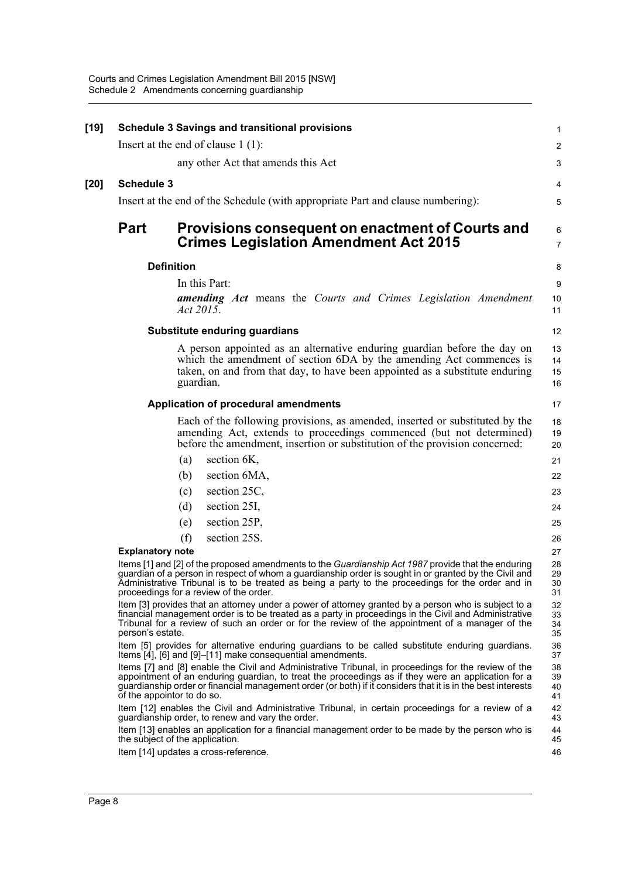**[19] Schedule 3 Savings and transitional provisions**

Insert at the end of clause 1 (1):

any other Act that amends this Act

**[20] Schedule 3**

Insert at the end of the Schedule (with appropriate Part and clause numbering):

## Part Provisions consequent on enactment of Courts and Crimes Legislation Amendment Act 2015

### Definition

In this Part:

***amending Act*** means the *Courts and Crimes Legislation Amendment Act 2015*.

### Substitute enduring guardians

A person appointed as an alternative enduring guardian before the day on which the amendment of section 6DA by the amending Act commences is taken, on and from that day, to have been appointed as a substitute enduring guardian.

### Application of procedural amendments

Each of the following provisions, as amended, inserted or substituted by the amending Act, extends to proceedings commenced (but not determined) before the amendment, insertion or substitution of the provision concerned:

(a) section 6K,

(b) section 6MA,

(c) section 25C,

(d) section 25I,

(e) section 25P,

(f) section 25S.

**Explanatory note**

Items [1] and [2] of the proposed amendments to the *Guardianship Act 1987* provide that the enduring guardian of a person in respect of whom a guardianship order is sought in or granted by the Civil and Administrative Tribunal is to be treated as being a party to the proceedings for the order and in proceedings for a review of the order.

Item [3] provides that an attorney under a power of attorney granted by a person who is subject to a financial management order is to be treated as a party in proceedings in the Civil and Administrative Tribunal for a review of such an order or for the review of the appointment of a manager of the person's estate.

Item [5] provides for alternative enduring guardians to be called substitute enduring guardians. Items [4], [6] and [9]–[11] make consequential amendments.

Items [7] and [8] enable the Civil and Administrative Tribunal, in proceedings for the review of the appointment of an enduring guardian, to treat the proceedings as if they were an application for a guardianship order or financial management order (or both) if it considers that it is in the best interests of the appointor to do so.

Item [12] enables the Civil and Administrative Tribunal, in certain proceedings for a review of a guardianship order, to renew and vary the order.

Item [13] enables an application for a financial management order to be made by the person who is the subject of the application.

Item [14] updates a cross-reference.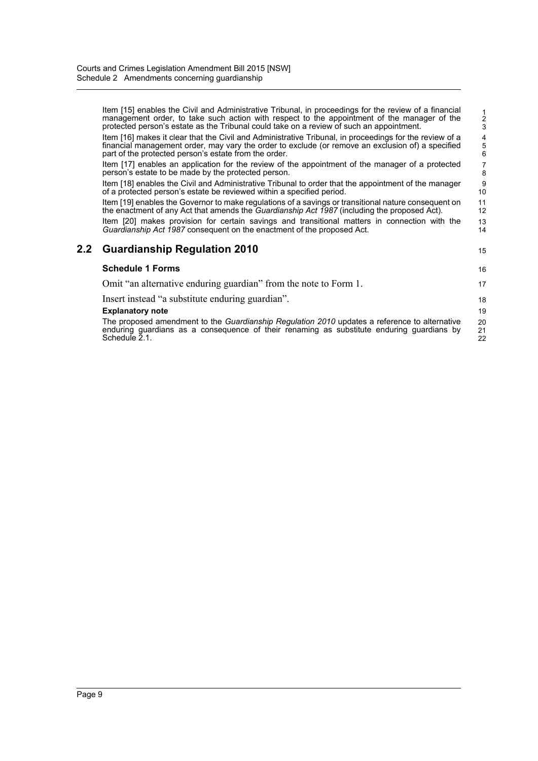Item [15] enables the Civil and Administrative Tribunal, in proceedings for the review of a financial management order, to take such action with respect to the appointment of the manager of the protected person's estate as the Tribunal could take on a review of such an appointment.

Item [16] makes it clear that the Civil and Administrative Tribunal, in proceedings for the review of a financial management order, may vary the order to exclude (or remove an exclusion of) a specified part of the protected person's estate from the order.

Item [17] enables an application for the review of the appointment of the manager of a protected person's estate to be made by the protected person.

Item [18] enables the Civil and Administrative Tribunal to order that the appointment of the manager of a protected person's estate be reviewed within a specified period.

Item [19] enables the Governor to make regulations of a savings or transitional nature consequent on the enactment of any Act that amends the *Guardianship Act 1987* (including the proposed Act).

Item [20] makes provision for certain savings and transitional matters in connection with the *Guardianship Act 1987* consequent on the enactment of the proposed Act.

## 2.2 Guardianship Regulation 2010

### Schedule 1 Forms

Omit "an alternative enduring guardian" from the note to Form 1.

Insert instead "a substitute enduring guardian".

**Explanatory note**

The proposed amendment to the *Guardianship Regulation 2010* updates a reference to alternative enduring guardians as a consequence of their renaming as substitute enduring guardians by Schedule 2.1.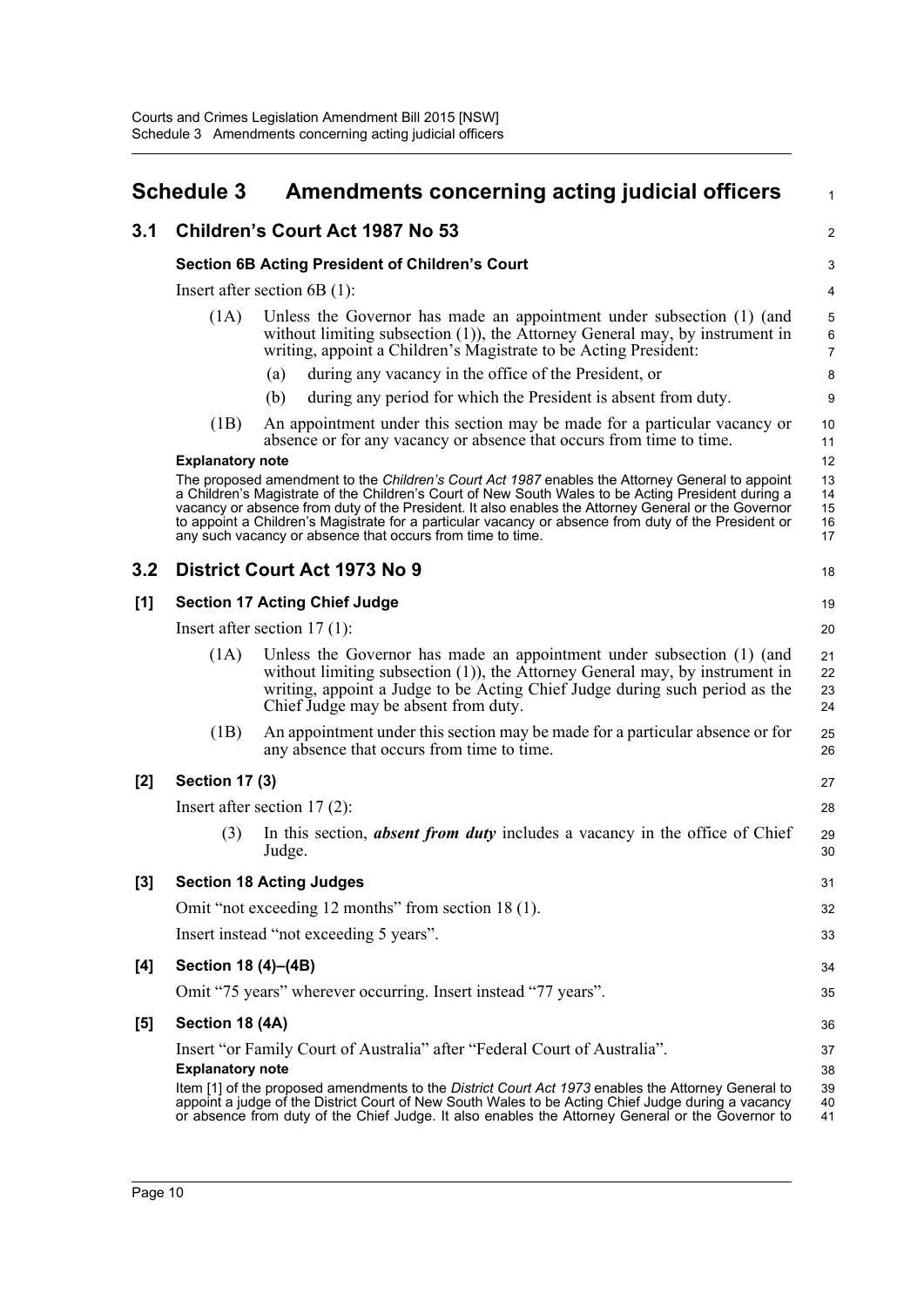## Schedule 3 Amendments concerning acting judicial officers

### 3.1 Children's Court Act 1987 No 53

**Section 6B Acting President of Children's Court**

Insert after section 6B (1):

(1A) Unless the Governor has made an appointment under subsection (1) (and without limiting subsection (1)), the Attorney General may, by instrument in writing, appoint a Children's Magistrate to be Acting President:

(a) during any vacancy in the office of the President, or

(b) during any period for which the President is absent from duty.

(1B) An appointment under this section may be made for a particular vacancy or absence or for any vacancy or absence that occurs from time to time.

**Explanatory note**

The proposed amendment to the *Children's Court Act 1987* enables the Attorney General to appoint a Children's Magistrate of the Children's Court of New South Wales to be Acting President during a vacancy or absence from duty of the President. It also enables the Attorney General or the Governor to appoint a Children's Magistrate for a particular vacancy or absence from duty of the President or any such vacancy or absence that occurs from time to time.

### 3.2 District Court Act 1973 No 9

**[1] Section 17 Acting Chief Judge**

Insert after section 17 (1):

(1A) Unless the Governor has made an appointment under subsection (1) (and without limiting subsection (1)), the Attorney General may, by instrument in writing, appoint a Judge to be Acting Chief Judge during such period as the Chief Judge may be absent from duty.

(1B) An appointment under this section may be made for a particular absence or for any absence that occurs from time to time.

**[2] Section 17 (3)**

Insert after section 17 (2):

(3) In this section, ***absent from duty*** includes a vacancy in the office of Chief Judge.

**[3] Section 18 Acting Judges**

Omit "not exceeding 12 months" from section 18 (1).

Insert instead "not exceeding 5 years".

**[4] Section 18 (4)–(4B)**

Omit "75 years" wherever occurring. Insert instead "77 years".

**[5] Section 18 (4A)**

Insert "or Family Court of Australia" after "Federal Court of Australia".

**Explanatory note**

Item [1] of the proposed amendments to the *District Court Act 1973* enables the Attorney General to appoint a judge of the District Court of New South Wales to be Acting Chief Judge during a vacancy or absence from duty of the Chief Judge. It also enables the Attorney General or the Governor to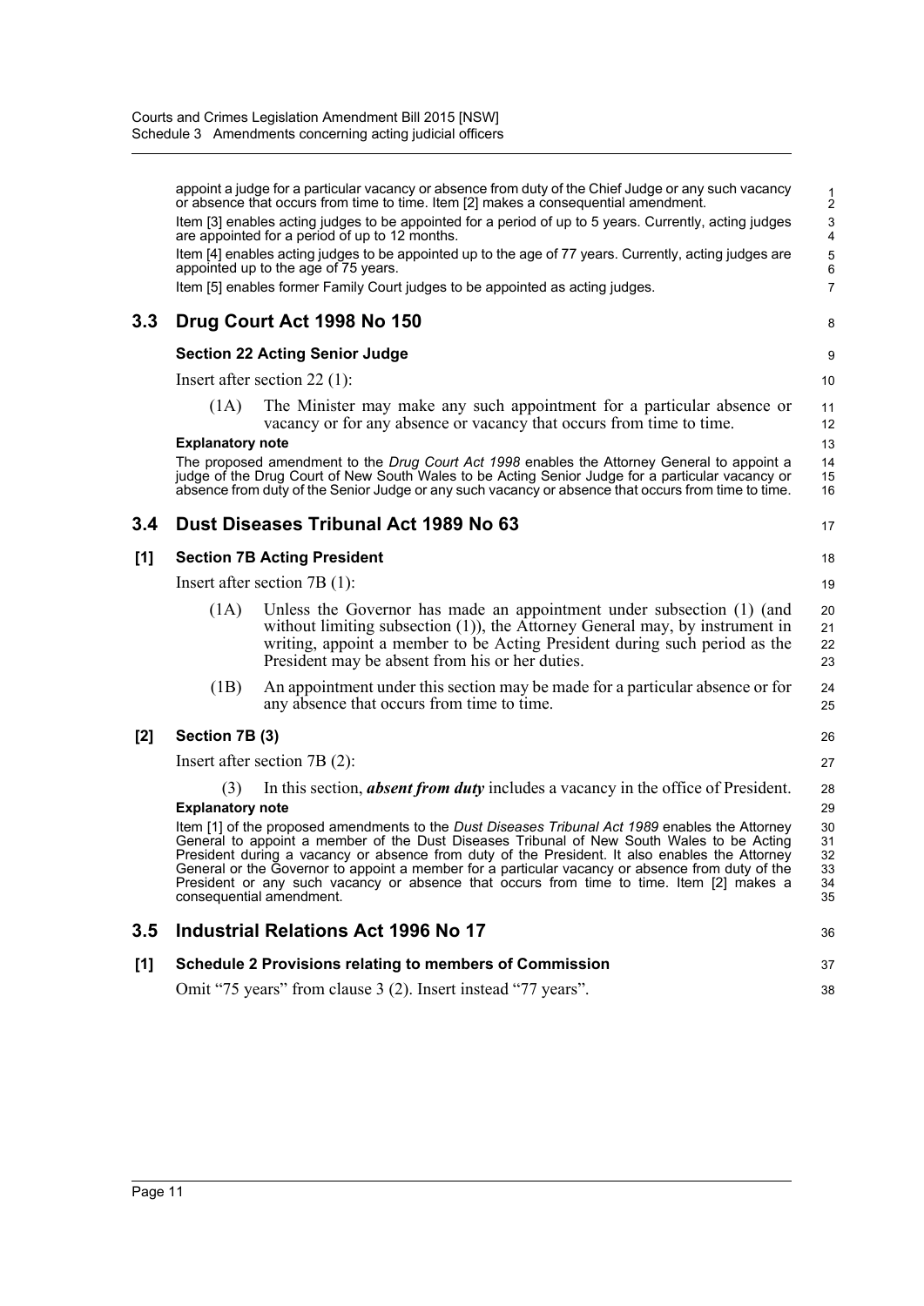appoint a judge for a particular vacancy or absence from duty of the Chief Judge or any such vacancy or absence that occurs from time to time. Item [2] makes a consequential amendment.

Item [3] enables acting judges to be appointed for a period of up to 5 years. Currently, acting judges are appointed for a period of up to 12 months.

Item [4] enables acting judges to be appointed up to the age of 77 years. Currently, acting judges are appointed up to the age of 75 years.

Item [5] enables former Family Court judges to be appointed as acting judges.

## 3.3 Drug Court Act 1998 No 150

### Section 22 Acting Senior Judge

Insert after section 22 (1):

(1A) The Minister may make any such appointment for a particular absence or vacancy or for any absence or vacancy that occurs from time to time.

**Explanatory note**

The proposed amendment to the *Drug Court Act 1998* enables the Attorney General to appoint a judge of the Drug Court of New South Wales to be Acting Senior Judge for a particular vacancy or absence from duty of the Senior Judge or any such vacancy or absence that occurs from time to time.

## 3.4 Dust Diseases Tribunal Act 1989 No 63

### [1] Section 7B Acting President

Insert after section 7B (1):

(1A) Unless the Governor has made an appointment under subsection (1) (and without limiting subsection (1)), the Attorney General may, by instrument in writing, appoint a member to be Acting President during such period as the President may be absent from his or her duties.

(1B) An appointment under this section may be made for a particular absence or for any absence that occurs from time to time.

### [2] Section 7B (3)

Insert after section 7B (2):

(3) In this section, ***absent from duty*** includes a vacancy in the office of President.

**Explanatory note**

Item [1] of the proposed amendments to the *Dust Diseases Tribunal Act 1989* enables the Attorney General to appoint a member of the Dust Diseases Tribunal of New South Wales to be Acting President during a vacancy or absence from duty of the President. It also enables the Attorney General or the Governor to appoint a member for a particular vacancy or absence from duty of the President or any such vacancy or absence that occurs from time to time. Item [2] makes a consequential amendment.

## 3.5 Industrial Relations Act 1996 No 17

### [1] Schedule 2 Provisions relating to members of Commission

Omit "75 years" from clause 3 (2). Insert instead "77 years".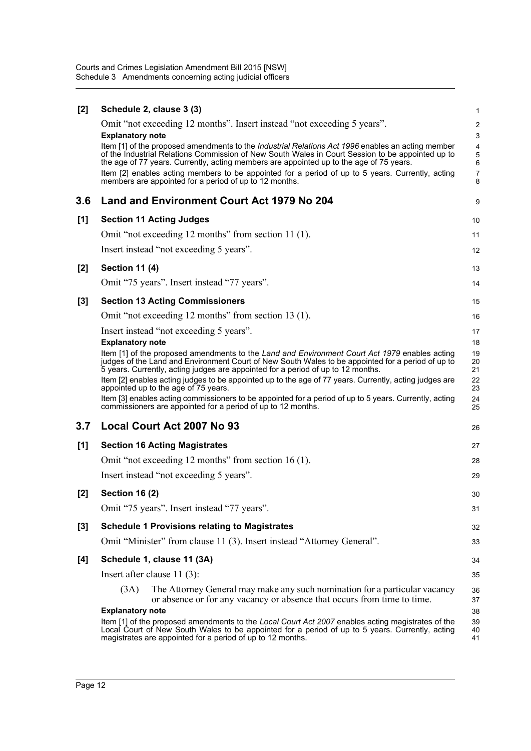**[2] Schedule 2, clause 3 (3)**

Omit "not exceeding 12 months". Insert instead "not exceeding 5 years".

**Explanatory note**

Item [1] of the proposed amendments to the *Industrial Relations Act 1996* enables an acting member of the Industrial Relations Commission of New South Wales in Court Session to be appointed up to the age of 77 years. Currently, acting members are appointed up to the age of 75 years.

Item [2] enables acting members to be appointed for a period of up to 5 years. Currently, acting members are appointed for a period of up to 12 months.

## 3.6 Land and Environment Court Act 1979 No 204

**[1] Section 11 Acting Judges**

Omit "not exceeding 12 months" from section 11 (1).

Insert instead "not exceeding 5 years".

**[2] Section 11 (4)**

Omit "75 years". Insert instead "77 years".

**[3] Section 13 Acting Commissioners**

Omit "not exceeding 12 months" from section 13 (1).

Insert instead "not exceeding 5 years".

**Explanatory note**

Item [1] of the proposed amendments to the *Land and Environment Court Act 1979* enables acting judges of the Land and Environment Court of New South Wales to be appointed for a period of up to 5 years. Currently, acting judges are appointed for a period of up to 12 months.

Item [2] enables acting judges to be appointed up to the age of 77 years. Currently, acting judges are appointed up to the age of 75 years.

Item [3] enables acting commissioners to be appointed for a period of up to 5 years. Currently, acting commissioners are appointed for a period of up to 12 months.

## 3.7 Local Court Act 2007 No 93

**[1] Section 16 Acting Magistrates**

Omit "not exceeding 12 months" from section 16 (1).

Insert instead "not exceeding 5 years".

**[2] Section 16 (2)**

Omit "75 years". Insert instead "77 years".

**[3] Schedule 1 Provisions relating to Magistrates**

Omit "Minister" from clause 11 (3). Insert instead "Attorney General".

**[4] Schedule 1, clause 11 (3A)**

Insert after clause 11 (3):

(3A) The Attorney General may make any such nomination for a particular vacancy or absence or for any vacancy or absence that occurs from time to time.

**Explanatory note**

Item [1] of the proposed amendments to the *Local Court Act 2007* enables acting magistrates of the Local Court of New South Wales to be appointed for a period of up to 5 years. Currently, acting magistrates are appointed for a period of up to 12 months.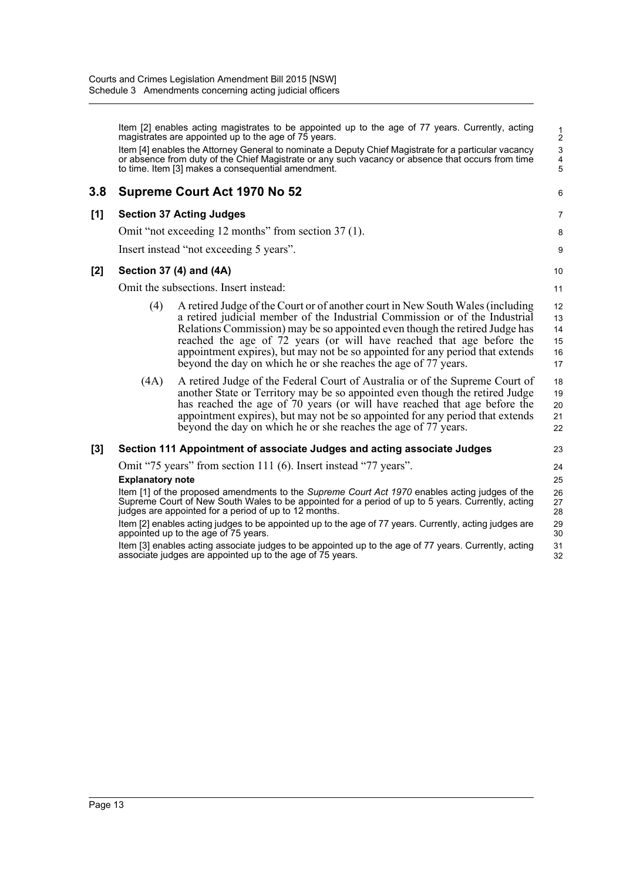Item [2] enables acting magistrates to be appointed up to the age of 77 years. Currently, acting magistrates are appointed up to the age of 75 years.

Item [4] enables the Attorney General to nominate a Deputy Chief Magistrate for a particular vacancy or absence from duty of the Chief Magistrate or any such vacancy or absence that occurs from time to time. Item [3] makes a consequential amendment.

## 3.8 Supreme Court Act 1970 No 52

### [1] Section 37 Acting Judges

Omit "not exceeding 12 months" from section 37 (1).

Insert instead "not exceeding 5 years".

### [2] Section 37 (4) and (4A)

Omit the subsections. Insert instead:

(4) A retired Judge of the Court or of another court in New South Wales (including a retired judicial member of the Industrial Commission or of the Industrial Relations Commission) may be so appointed even though the retired Judge has reached the age of 72 years (or will have reached that age before the appointment expires), but may not be so appointed for any period that extends beyond the day on which he or she reaches the age of 77 years.

(4A) A retired Judge of the Federal Court of Australia or of the Supreme Court of another State or Territory may be so appointed even though the retired Judge has reached the age of 70 years (or will have reached that age before the appointment expires), but may not be so appointed for any period that extends beyond the day on which he or she reaches the age of 77 years.

### [3] Section 111 Appointment of associate Judges and acting associate Judges

Omit "75 years" from section 111 (6). Insert instead "77 years".

**Explanatory note**

Item [1] of the proposed amendments to the *Supreme Court Act 1970* enables acting judges of the Supreme Court of New South Wales to be appointed for a period of up to 5 years. Currently, acting judges are appointed for a period of up to 12 months.

Item [2] enables acting judges to be appointed up to the age of 77 years. Currently, acting judges are appointed up to the age of 75 years.

Item [3] enables acting associate judges to be appointed up to the age of 77 years. Currently, acting associate judges are appointed up to the age of 75 years.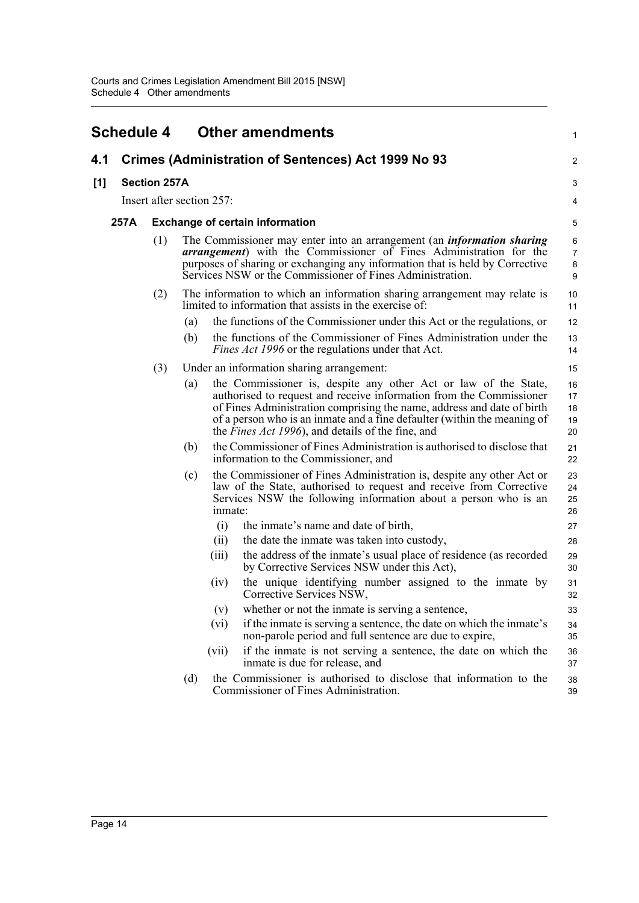# Schedule 4 Other amendments

## 4.1 Crimes (Administration of Sentences) Act 1999 No 93

### [1] Section 257A

Insert after section 257:

#### 257A Exchange of certain information

(1) The Commissioner may enter into an arrangement (an ***information sharing arrangement***) with the Commissioner of Fines Administration for the purposes of sharing or exchanging any information that is held by Corrective Services NSW or the Commissioner of Fines Administration.

(2) The information to which an information sharing arrangement may relate is limited to information that assists in the exercise of:

- (a) the functions of the Commissioner under this Act or the regulations, or
- (b) the functions of the Commissioner of Fines Administration under the *Fines Act 1996* or the regulations under that Act.

(3) Under an information sharing arrangement:

- (a) the Commissioner is, despite any other Act or law of the State, authorised to request and receive information from the Commissioner of Fines Administration comprising the name, address and date of birth of a person who is an inmate and a fine defaulter (within the meaning of the *Fines Act 1996*), and details of the fine, and
- (b) the Commissioner of Fines Administration is authorised to disclose that information to the Commissioner, and
- (c) the Commissioner of Fines Administration is, despite any other Act or law of the State, authorised to request and receive from Corrective Services NSW the following information about a person who is an inmate:
  - (i) the inmate's name and date of birth,
  - (ii) the date the inmate was taken into custody,
  - (iii) the address of the inmate's usual place of residence (as recorded by Corrective Services NSW under this Act),
  - (iv) the unique identifying number assigned to the inmate by Corrective Services NSW,
  - (v) whether or not the inmate is serving a sentence,
  - (vi) if the inmate is serving a sentence, the date on which the inmate's non-parole period and full sentence are due to expire,
  - (vii) if the inmate is not serving a sentence, the date on which the inmate is due for release, and
- (d) the Commissioner is authorised to disclose that information to the Commissioner of Fines Administration.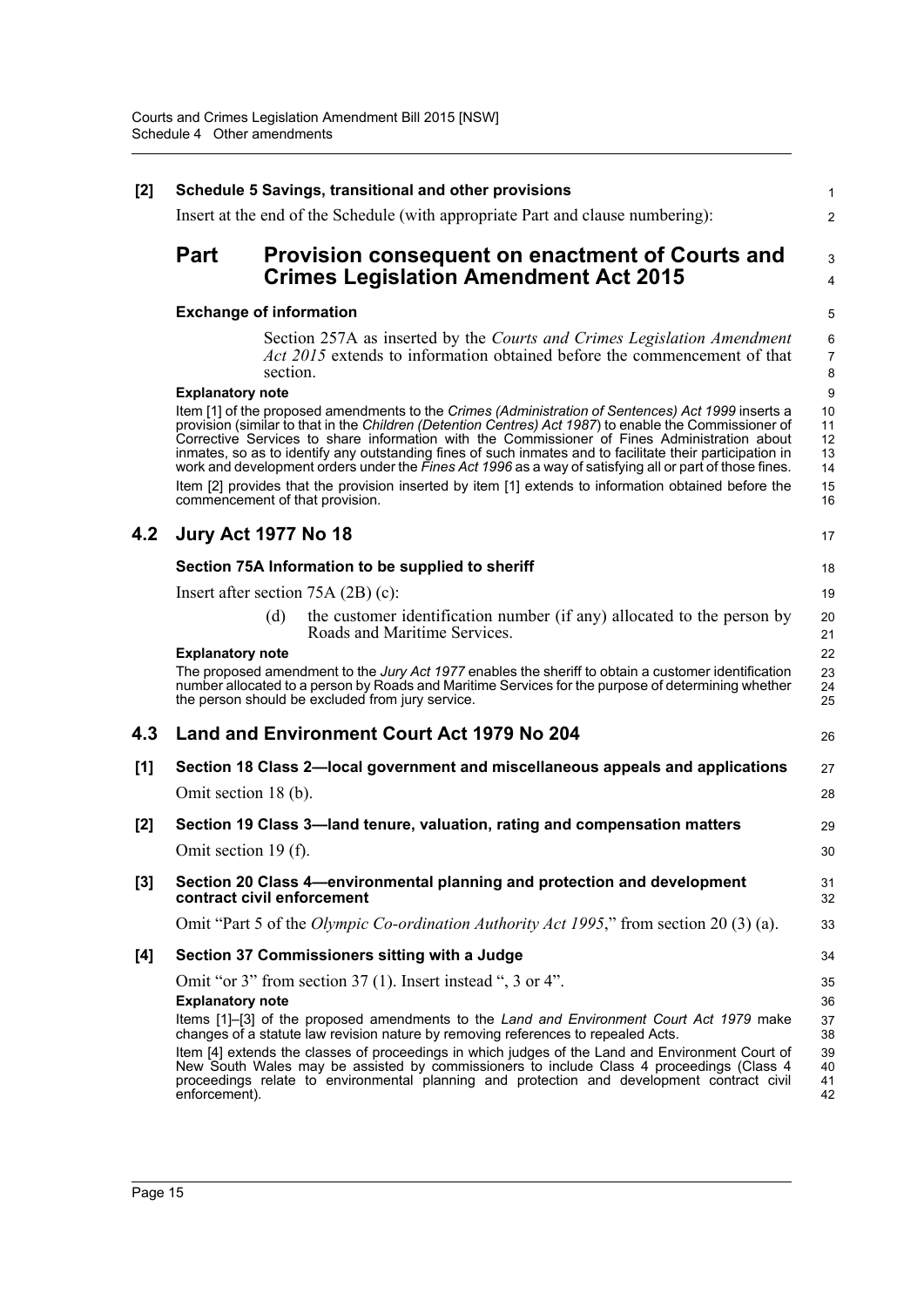**[2] Schedule 5 Savings, transitional and other provisions**

Insert at the end of the Schedule (with appropriate Part and clause numbering):

## Part Provision consequent on enactment of Courts and Crimes Legislation Amendment Act 2015

**Exchange of information**

Section 257A as inserted by the *Courts and Crimes Legislation Amendment Act 2015* extends to information obtained before the commencement of that section.

**Explanatory note**

Item [1] of the proposed amendments to the *Crimes (Administration of Sentences) Act 1999* inserts a provision (similar to that in the *Children (Detention Centres) Act 1987*) to enable the Commissioner of Corrective Services to share information with the Commissioner of Fines Administration about inmates, so as to identify any outstanding fines of such inmates and to facilitate their participation in work and development orders under the *Fines Act 1996* as a way of satisfying all or part of those fines.

Item [2] provides that the provision inserted by item [1] extends to information obtained before the commencement of that provision.

## 4.2 Jury Act 1977 No 18

**Section 75A Information to be supplied to sheriff**

Insert after section 75A (2B) (c):

(d) the customer identification number (if any) allocated to the person by Roads and Maritime Services.

**Explanatory note**

The proposed amendment to the *Jury Act 1977* enables the sheriff to obtain a customer identification number allocated to a person by Roads and Maritime Services for the purpose of determining whether the person should be excluded from jury service.

## 4.3 Land and Environment Court Act 1979 No 204

**[1] Section 18 Class 2—local government and miscellaneous appeals and applications**

Omit section 18 (b).

**[2] Section 19 Class 3—land tenure, valuation, rating and compensation matters**

Omit section 19 (f).

**[3] Section 20 Class 4—environmental planning and protection and development contract civil enforcement**

Omit "Part 5 of the *Olympic Co-ordination Authority Act 1995*," from section 20 (3) (a).

**[4] Section 37 Commissioners sitting with a Judge**

Omit "or 3" from section 37 (1). Insert instead ", 3 or 4".

**Explanatory note**

Items [1]–[3] of the proposed amendments to the *Land and Environment Court Act 1979* make changes of a statute law revision nature by removing references to repealed Acts.

Item [4] extends the classes of proceedings in which judges of the Land and Environment Court of New South Wales may be assisted by commissioners to include Class 4 proceedings (Class 4 proceedings relate to environmental planning and protection and development contract civil enforcement).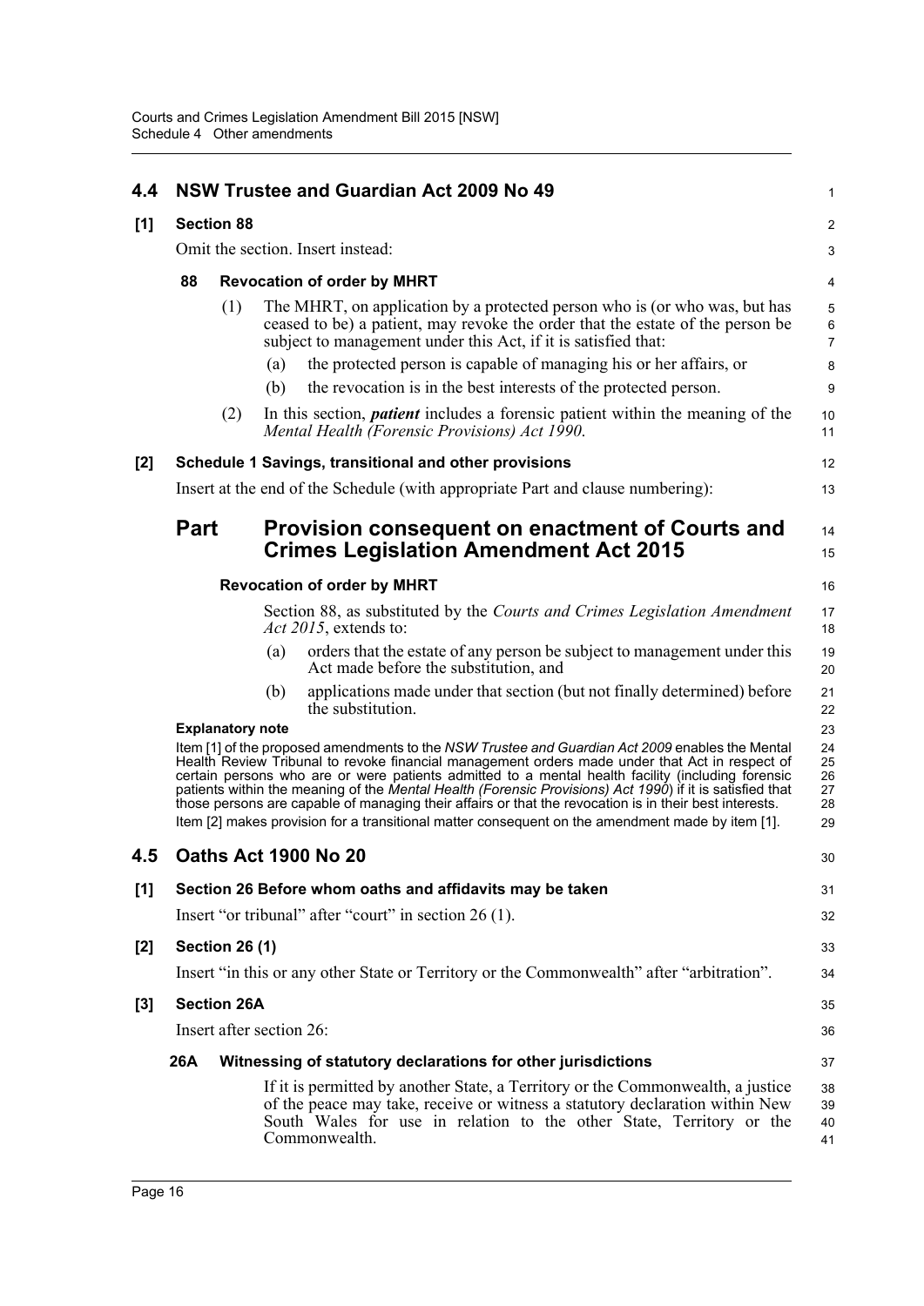## 4.4 NSW Trustee and Guardian Act 2009 No 49

### [1] Section 88

Omit the section. Insert instead:

#### 88 Revocation of order by MHRT

(1) The MHRT, on application by a protected person who is (or who was, but has ceased to be) a patient, may revoke the order that the estate of the person be subject to management under this Act, if it is satisfied that:

(a) the protected person is capable of managing his or her affairs, or

(b) the revocation is in the best interests of the protected person.

(2) In this section, ***patient*** includes a forensic patient within the meaning of the *Mental Health (Forensic Provisions) Act 1990*.

### [2] Schedule 1 Savings, transitional and other provisions

Insert at the end of the Schedule (with appropriate Part and clause numbering):

## Part Provision consequent on enactment of Courts and Crimes Legislation Amendment Act 2015

#### Revocation of order by MHRT

Section 88, as substituted by the *Courts and Crimes Legislation Amendment Act 2015*, extends to:

(a) orders that the estate of any person be subject to management under this Act made before the substitution, and

(b) applications made under that section (but not finally determined) before the substitution.

**Explanatory note**

Item [1] of the proposed amendments to the *NSW Trustee and Guardian Act 2009* enables the Mental Health Review Tribunal to revoke financial management orders made under that Act in respect of certain persons who are or were patients admitted to a mental health facility (including forensic patients within the meaning of the *Mental Health (Forensic Provisions) Act 1990*) if it is satisfied that those persons are capable of managing their affairs or that the revocation is in their best interests.

Item [2] makes provision for a transitional matter consequent on the amendment made by item [1].

## 4.5 Oaths Act 1900 No 20

### [1] Section 26 Before whom oaths and affidavits may be taken

Insert "or tribunal" after "court" in section 26 (1).

### [2] Section 26 (1)

Insert "in this or any other State or Territory or the Commonwealth" after "arbitration".

### [3] Section 26A

Insert after section 26:

#### 26A Witnessing of statutory declarations for other jurisdictions

If it is permitted by another State, a Territory or the Commonwealth, a justice of the peace may take, receive or witness a statutory declaration within New South Wales for use in relation to the other State, Territory or the Commonwealth.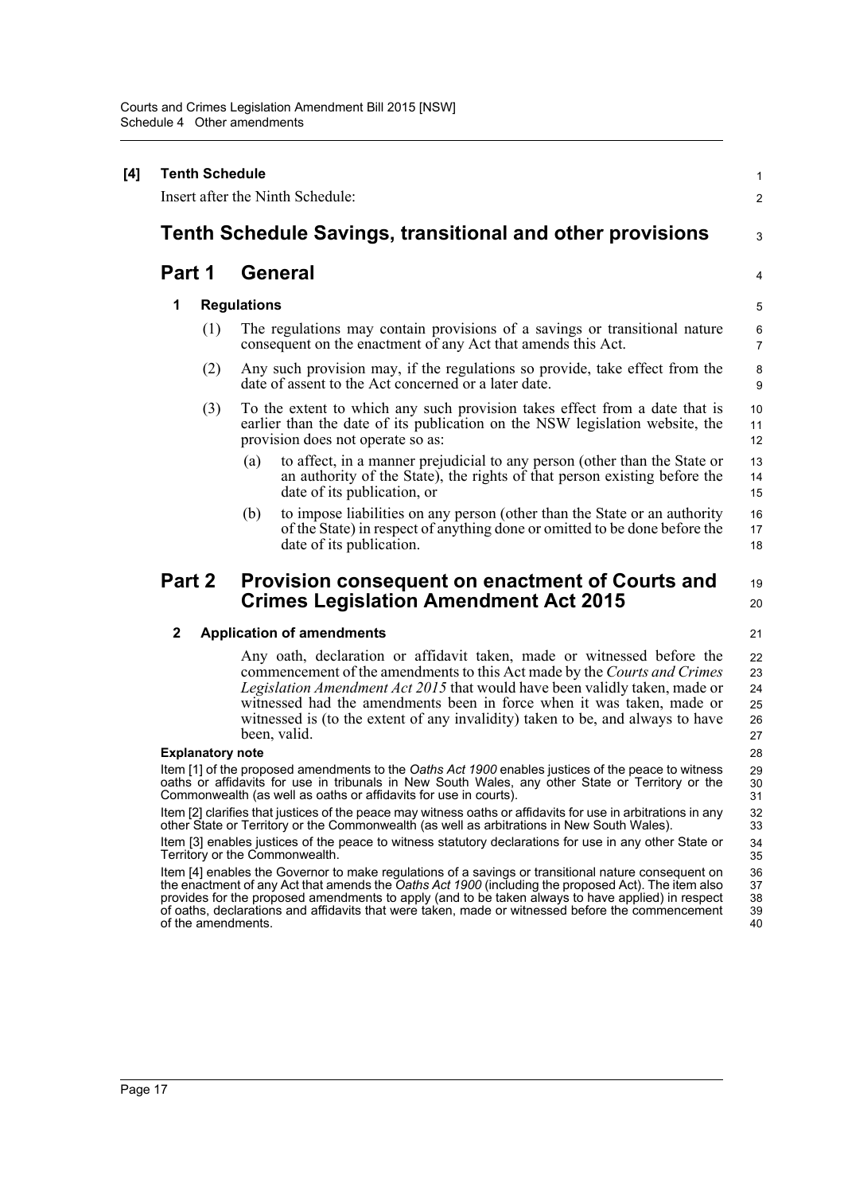**[4] Tenth Schedule**

Insert after the Ninth Schedule:

# Tenth Schedule Savings, transitional and other provisions

## Part 1 General

### 1 Regulations

(1) The regulations may contain provisions of a savings or transitional nature consequent on the enactment of any Act that amends this Act.

(2) Any such provision may, if the regulations so provide, take effect from the date of assent to the Act concerned or a later date.

(3) To the extent to which any such provision takes effect from a date that is earlier than the date of its publication on the NSW legislation website, the provision does not operate so as:

(a) to affect, in a manner prejudicial to any person (other than the State or an authority of the State), the rights of that person existing before the date of its publication, or

(b) to impose liabilities on any person (other than the State or an authority of the State) in respect of anything done or omitted to be done before the date of its publication.

## Part 2 Provision consequent on enactment of Courts and Crimes Legislation Amendment Act 2015

### 2 Application of amendments

Any oath, declaration or affidavit taken, made or witnessed before the commencement of the amendments to this Act made by the *Courts and Crimes Legislation Amendment Act 2015* that would have been validly taken, made or witnessed had the amendments been in force when it was taken, made or witnessed is (to the extent of any invalidity) taken to be, and always to have been, valid.

**Explanatory note**

Item [1] of the proposed amendments to the *Oaths Act 1900* enables justices of the peace to witness oaths or affidavits for use in tribunals in New South Wales, any other State or Territory or the Commonwealth (as well as oaths or affidavits for use in courts).

Item [2] clarifies that justices of the peace may witness oaths or affidavits for use in arbitrations in any other State or Territory or the Commonwealth (as well as arbitrations in New South Wales).

Item [3] enables justices of the peace to witness statutory declarations for use in any other State or Territory or the Commonwealth.

Item [4] enables the Governor to make regulations of a savings or transitional nature consequent on the enactment of any Act that amends the *Oaths Act 1900* (including the proposed Act). The item also provides for the proposed amendments to apply (and to be taken always to have applied) in respect of oaths, declarations and affidavits that were taken, made or witnessed before the commencement of the amendments.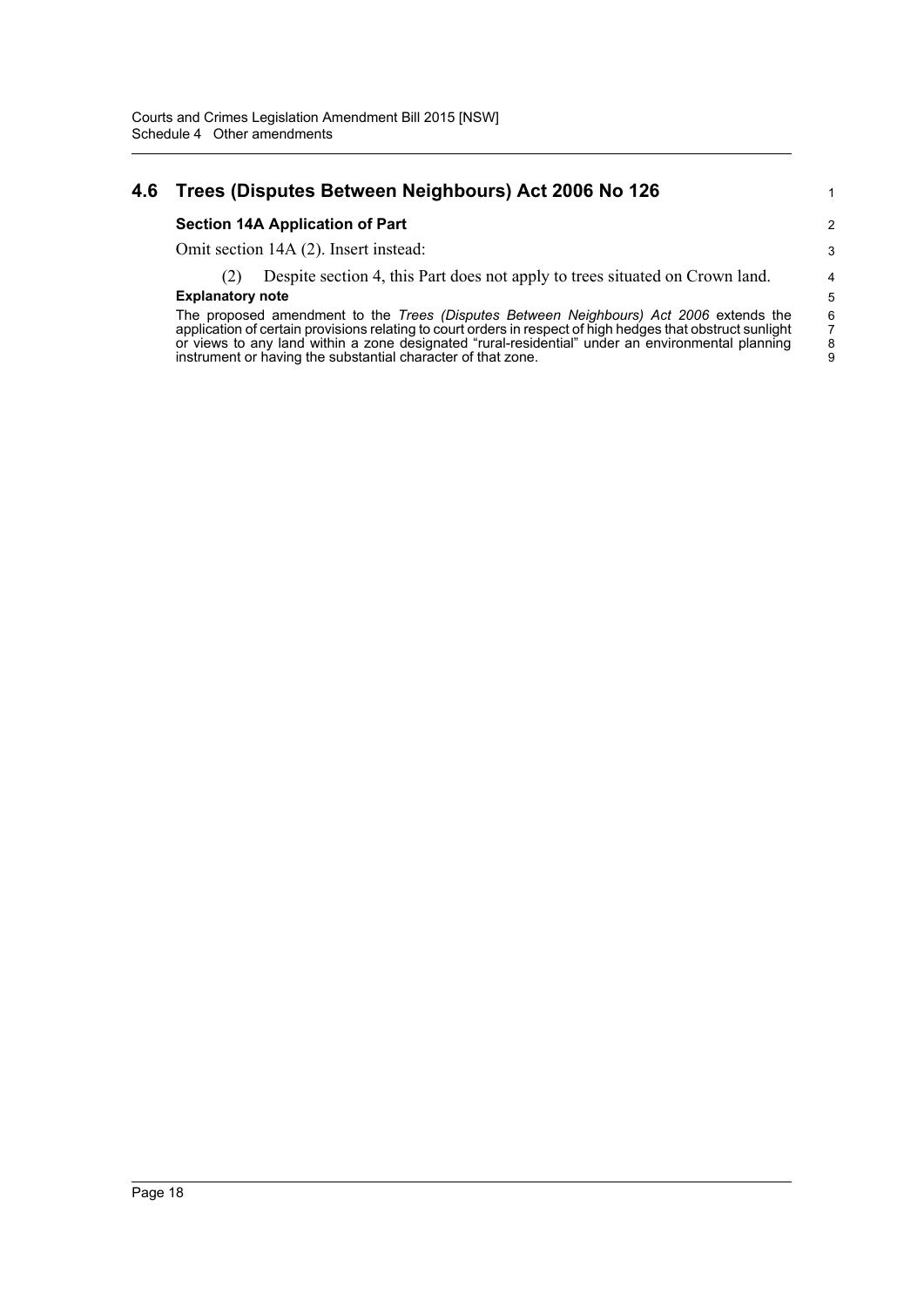## 4.6 Trees (Disputes Between Neighbours) Act 2006 No 126

### Section 14A Application of Part

Omit section 14A (2). Insert instead:

(2) Despite section 4, this Part does not apply to trees situated on Crown land.

**Explanatory note**

The proposed amendment to the *Trees (Disputes Between Neighbours) Act 2006* extends the application of certain provisions relating to court orders in respect of high hedges that obstruct sunlight or views to any land within a zone designated "rural-residential" under an environmental planning instrument or having the substantial character of that zone.